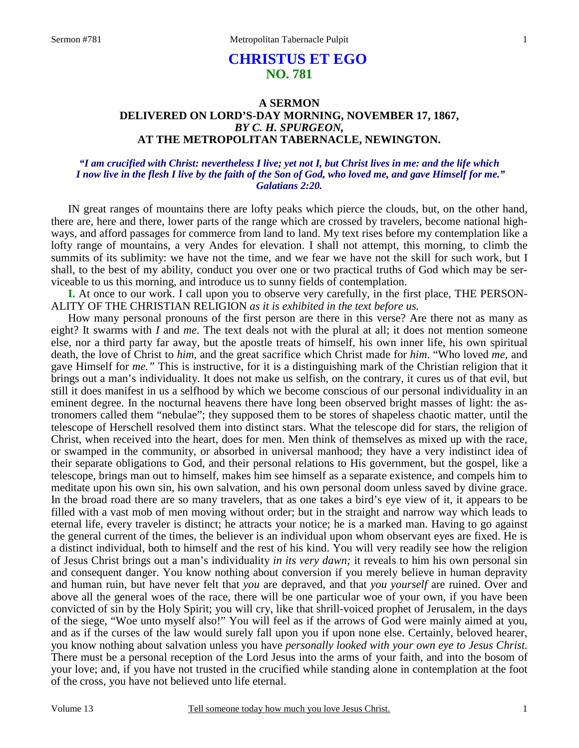# CHRISTUS ET EGO
## NO. 781

### A SERMON
### DELIVERED ON LORD'S-DAY MORNING, NOVEMBER 17, 1867,
### *BY C. H. SPURGEON,*
### AT THE METROPOLITAN TABERNACLE, NEWINGTON.

***"I am crucified with Christ: nevertheless I live; yet not I, but Christ lives in me: and the life which I now live in the flesh I live by the faith of the Son of God, who loved me, and gave Himself for me." Galatians 2:20.***

IN great ranges of mountains there are lofty peaks which pierce the clouds, but, on the other hand, there are, here and there, lower parts of the range which are crossed by travelers, become national highways, and afford passages for commerce from land to land. My text rises before my contemplation like a lofty range of mountains, a very Andes for elevation. I shall not attempt, this morning, to climb the summits of its sublimity: we have not the time, and we fear we have not the skill for such work, but I shall, to the best of my ability, conduct you over one or two practical truths of God which may be serviceable to us this morning, and introduce us to sunny fields of contemplation.

**I.** At once to our work. I call upon you to observe very carefully, in the first place, THE PERSONALITY OF THE CHRISTIAN RELIGION *as it is exhibited in the text before us.*

How many personal pronouns of the first person are there in this verse? Are there not as many as eight? It swarms with *I* and *me*. The text deals not with the plural at all; it does not mention someone else, nor a third party far away, but the apostle treats of himself, his own inner life, his own spiritual death, the love of Christ to *him*, and the great sacrifice which Christ made for *him*. "Who loved *me*, and gave Himself for *me."* This is instructive, for it is a distinguishing mark of the Christian religion that it brings out a man's individuality. It does not make us selfish, on the contrary, it cures us of that evil, but still it does manifest in us a selfhood by which we become conscious of our personal individuality in an eminent degree. In the nocturnal heavens there have long been observed bright masses of light: the astronomers called them "nebulae"; they supposed them to be stores of shapeless chaotic matter, until the telescope of Herschell resolved them into distinct stars. What the telescope did for stars, the religion of Christ, when received into the heart, does for men. Men think of themselves as mixed up with the race, or swamped in the community, or absorbed in universal manhood; they have a very indistinct idea of their separate obligations to God, and their personal relations to His government, but the gospel, like a telescope, brings man out to himself, makes him see himself as a separate existence, and compels him to meditate upon his own sin, his own salvation, and his own personal doom unless saved by divine grace. In the broad road there are so many travelers, that as one takes a bird's eye view of it, it appears to be filled with a vast mob of men moving without order; but in the straight and narrow way which leads to eternal life, every traveler is distinct; he attracts your notice; he is a marked man. Having to go against the general current of the times, the believer is an individual upon whom observant eyes are fixed. He is a distinct individual, both to himself and the rest of his kind. You will very readily see how the religion of Jesus Christ brings out a man's individuality *in its very dawn;* it reveals to him his own personal sin and consequent danger. You know nothing about conversion if you merely believe in human depravity and human ruin, but have never felt that *you* are depraved, and that *you yourself* are ruined. Over and above all the general woes of the race, there will be one particular woe of your own, if you have been convicted of sin by the Holy Spirit; you will cry, like that shrill-voiced prophet of Jerusalem, in the days of the siege, "Woe unto myself also!" You will feel as if the arrows of God were mainly aimed at you, and as if the curses of the law would surely fall upon you if upon none else. Certainly, beloved hearer, you know nothing about salvation unless you have *personally looked with your own eye to Jesus Christ.* There must be a personal reception of the Lord Jesus into the arms of your faith, and into the bosom of your love; and, if you have not trusted in the crucified while standing alone in contemplation at the foot of the cross, you have not believed unto life eternal.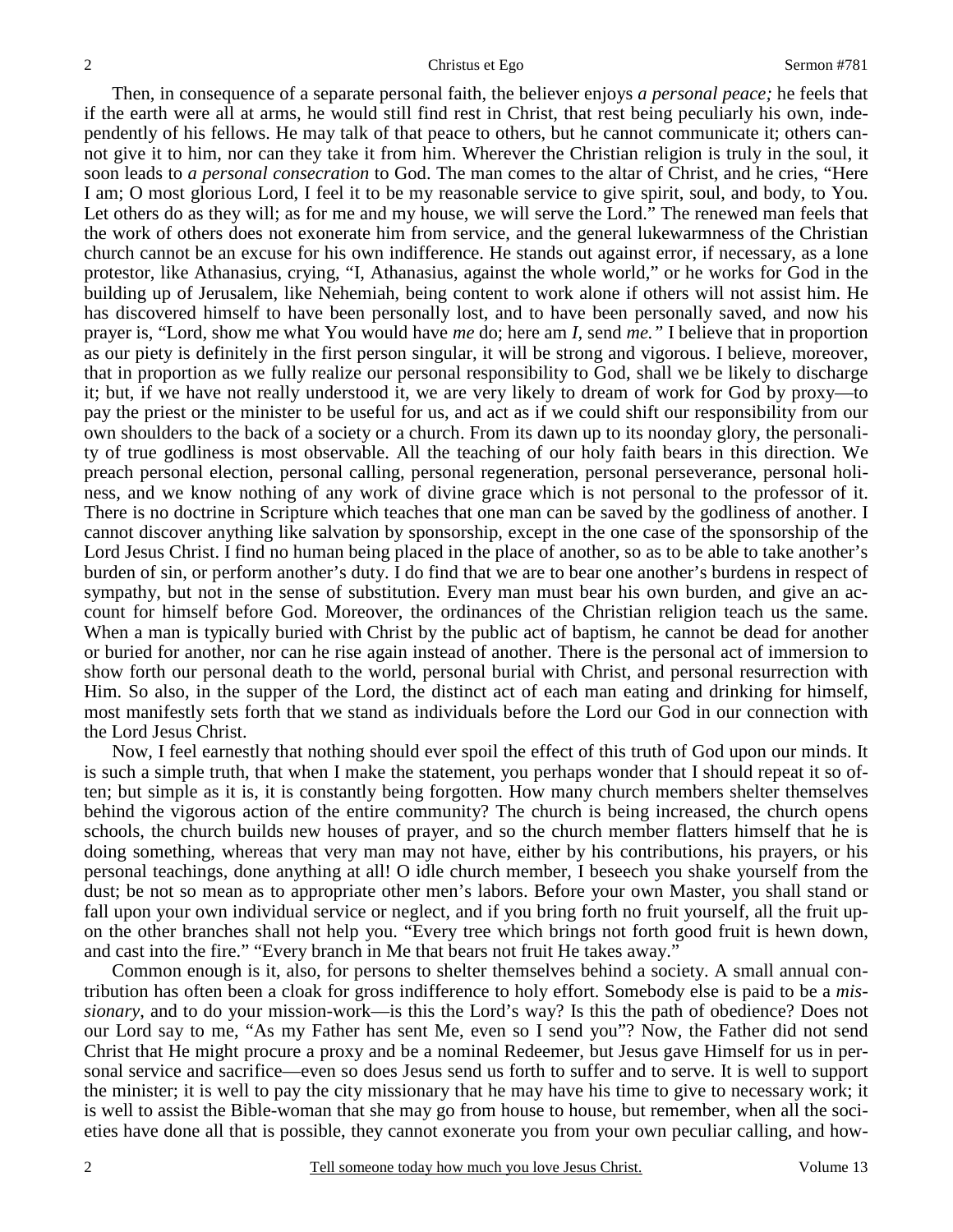Then, in consequence of a separate personal faith, the believer enjoys *a personal peace;* he feels that if the earth were all at arms, he would still find rest in Christ, that rest being peculiarly his own, independently of his fellows. He may talk of that peace to others, but he cannot communicate it; others cannot give it to him, nor can they take it from him. Wherever the Christian religion is truly in the soul, it soon leads to *a personal consecration* to God. The man comes to the altar of Christ, and he cries, "Here I am; O most glorious Lord, I feel it to be my reasonable service to give spirit, soul, and body, to You. Let others do as they will; as for me and my house, we will serve the Lord." The renewed man feels that the work of others does not exonerate him from service, and the general lukewarmness of the Christian church cannot be an excuse for his own indifference. He stands out against error, if necessary, as a lone protestor, like Athanasius, crying, "I, Athanasius, against the whole world," or he works for God in the building up of Jerusalem, like Nehemiah, being content to work alone if others will not assist him. He has discovered himself to have been personally lost, and to have been personally saved, and now his prayer is, "Lord, show me what You would have *me* do; here am *I,* send *me."* I believe that in proportion as our piety is definitely in the first person singular, it will be strong and vigorous. I believe, moreover, that in proportion as we fully realize our personal responsibility to God, shall we be likely to discharge it; but, if we have not really understood it, we are very likely to dream of work for God by proxy—to pay the priest or the minister to be useful for us, and act as if we could shift our responsibility from our own shoulders to the back of a society or a church. From its dawn up to its noonday glory, the personality of true godliness is most observable. All the teaching of our holy faith bears in this direction. We preach personal election, personal calling, personal regeneration, personal perseverance, personal holiness, and we know nothing of any work of divine grace which is not personal to the professor of it. There is no doctrine in Scripture which teaches that one man can be saved by the godliness of another. I cannot discover anything like salvation by sponsorship, except in the one case of the sponsorship of the Lord Jesus Christ. I find no human being placed in the place of another, so as to be able to take another's burden of sin, or perform another's duty. I do find that we are to bear one another's burdens in respect of sympathy, but not in the sense of substitution. Every man must bear his own burden, and give an account for himself before God. Moreover, the ordinances of the Christian religion teach us the same. When a man is typically buried with Christ by the public act of baptism, he cannot be dead for another or buried for another, nor can he rise again instead of another. There is the personal act of immersion to show forth our personal death to the world, personal burial with Christ, and personal resurrection with Him. So also, in the supper of the Lord, the distinct act of each man eating and drinking for himself, most manifestly sets forth that we stand as individuals before the Lord our God in our connection with the Lord Jesus Christ.

Now, I feel earnestly that nothing should ever spoil the effect of this truth of God upon our minds. It is such a simple truth, that when I make the statement, you perhaps wonder that I should repeat it so often; but simple as it is, it is constantly being forgotten. How many church members shelter themselves behind the vigorous action of the entire community? The church is being increased, the church opens schools, the church builds new houses of prayer, and so the church member flatters himself that he is doing something, whereas that very man may not have, either by his contributions, his prayers, or his personal teachings, done anything at all! O idle church member, I beseech you shake yourself from the dust; be not so mean as to appropriate other men's labors. Before your own Master, you shall stand or fall upon your own individual service or neglect, and if you bring forth no fruit yourself, all the fruit upon the other branches shall not help you. "Every tree which brings not forth good fruit is hewn down, and cast into the fire." "Every branch in Me that bears not fruit He takes away."

Common enough is it, also, for persons to shelter themselves behind a society. A small annual contribution has often been a cloak for gross indifference to holy effort. Somebody else is paid to be a *missionary*, and to do your mission-work—is this the Lord's way? Is this the path of obedience? Does not our Lord say to me, "As my Father has sent Me, even so I send you"? Now, the Father did not send Christ that He might procure a proxy and be a nominal Redeemer, but Jesus gave Himself for us in personal service and sacrifice—even so does Jesus send us forth to suffer and to serve. It is well to support the minister; it is well to pay the city missionary that he may have his time to give to necessary work; it is well to assist the Bible-woman that she may go from house to house, but remember, when all the societies have done all that is possible, they cannot exonerate you from your own peculiar calling, and how-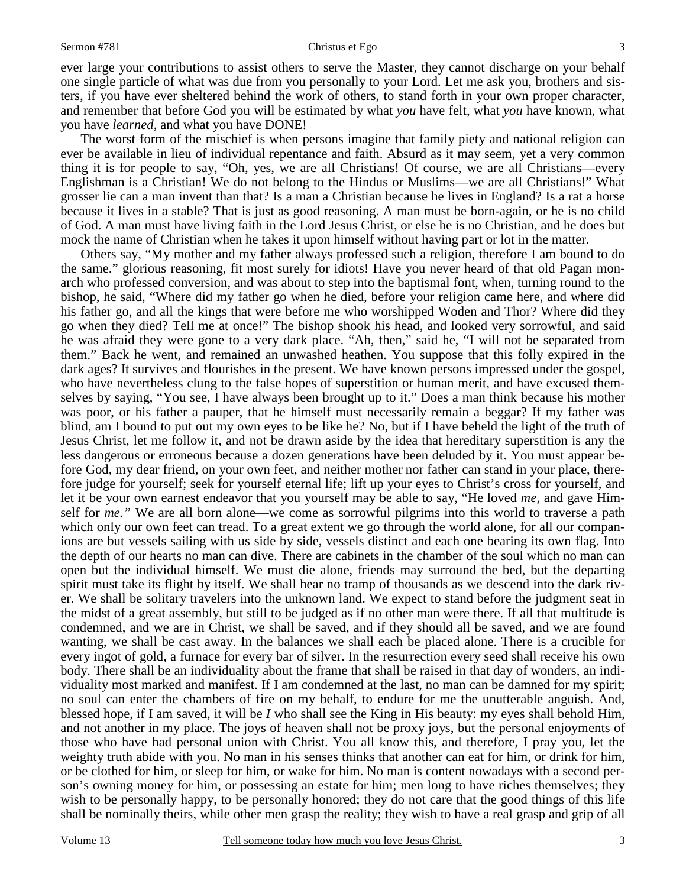ever large your contributions to assist others to serve the Master, they cannot discharge on your behalf one single particle of what was due from you personally to your Lord. Let me ask you, brothers and sisters, if you have ever sheltered behind the work of others, to stand forth in your own proper character, and remember that before God you will be estimated by what *you* have felt, what *you* have known, what you have *learned*, and what you have DONE!

The worst form of the mischief is when persons imagine that family piety and national religion can ever be available in lieu of individual repentance and faith. Absurd as it may seem, yet a very common thing it is for people to say, "Oh, yes, we are all Christians! Of course, we are all Christians—every Englishman is a Christian! We do not belong to the Hindus or Muslims—we are all Christians!" What grosser lie can a man invent than that? Is a man a Christian because he lives in England? Is a rat a horse because it lives in a stable? That is just as good reasoning. A man must be born-again, or he is no child of God. A man must have living faith in the Lord Jesus Christ, or else he is no Christian, and he does but mock the name of Christian when he takes it upon himself without having part or lot in the matter.

Others say, "My mother and my father always professed such a religion, therefore I am bound to do the same." glorious reasoning, fit most surely for idiots! Have you never heard of that old Pagan monarch who professed conversion, and was about to step into the baptismal font, when, turning round to the bishop, he said, "Where did my father go when he died, before your religion came here, and where did his father go, and all the kings that were before me who worshipped Woden and Thor? Where did they go when they died? Tell me at once!" The bishop shook his head, and looked very sorrowful, and said he was afraid they were gone to a very dark place. "Ah, then," said he, "I will not be separated from them." Back he went, and remained an unwashed heathen. You suppose that this folly expired in the dark ages? It survives and flourishes in the present. We have known persons impressed under the gospel, who have nevertheless clung to the false hopes of superstition or human merit, and have excused themselves by saying, "You see, I have always been brought up to it." Does a man think because his mother was poor, or his father a pauper, that he himself must necessarily remain a beggar? If my father was blind, am I bound to put out my own eyes to be like he? No, but if I have beheld the light of the truth of Jesus Christ, let me follow it, and not be drawn aside by the idea that hereditary superstition is any the less dangerous or erroneous because a dozen generations have been deluded by it. You must appear before God, my dear friend, on your own feet, and neither mother nor father can stand in your place, therefore judge for yourself; seek for yourself eternal life; lift up your eyes to Christ's cross for yourself, and let it be your own earnest endeavor that you yourself may be able to say, "He loved *me*, and gave Himself for *me."* We are all born alone—we come as sorrowful pilgrims into this world to traverse a path which only our own feet can tread. To a great extent we go through the world alone, for all our companions are but vessels sailing with us side by side, vessels distinct and each one bearing its own flag. Into the depth of our hearts no man can dive. There are cabinets in the chamber of the soul which no man can open but the individual himself. We must die alone, friends may surround the bed, but the departing spirit must take its flight by itself. We shall hear no tramp of thousands as we descend into the dark river. We shall be solitary travelers into the unknown land. We expect to stand before the judgment seat in the midst of a great assembly, but still to be judged as if no other man were there. If all that multitude is condemned, and we are in Christ, we shall be saved, and if they should all be saved, and we are found wanting, we shall be cast away. In the balances we shall each be placed alone. There is a crucible for every ingot of gold, a furnace for every bar of silver. In the resurrection every seed shall receive his own body. There shall be an individuality about the frame that shall be raised in that day of wonders, an individuality most marked and manifest. If I am condemned at the last, no man can be damned for my spirit; no soul can enter the chambers of fire on my behalf, to endure for me the unutterable anguish. And, blessed hope, if I am saved, it will be *I* who shall see the King in His beauty: my eyes shall behold Him, and not another in my place. The joys of heaven shall not be proxy joys, but the personal enjoyments of those who have had personal union with Christ. You all know this, and therefore, I pray you, let the weighty truth abide with you. No man in his senses thinks that another can eat for him, or drink for him, or be clothed for him, or sleep for him, or wake for him. No man is content nowadays with a second person's owning money for him, or possessing an estate for him; men long to have riches themselves; they wish to be personally happy, to be personally honored; they do not care that the good things of this life shall be nominally theirs, while other men grasp the reality; they wish to have a real grasp and grip of all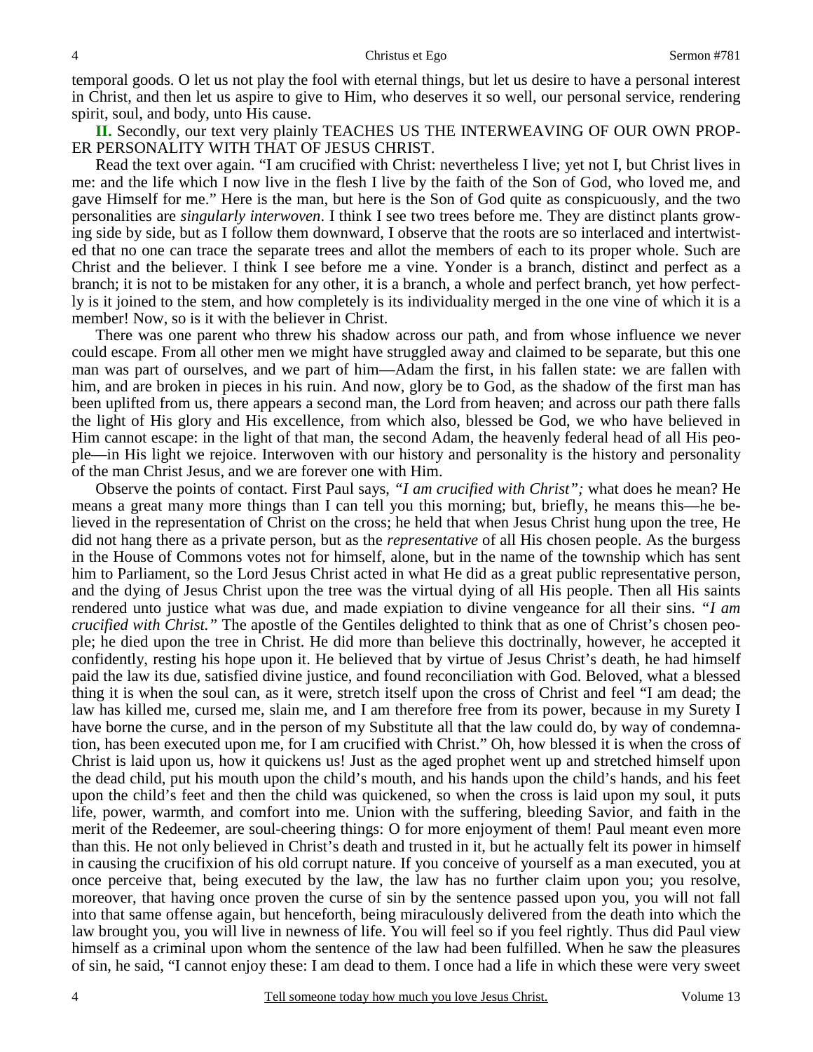temporal goods. O let us not play the fool with eternal things, but let us desire to have a personal interest in Christ, and then let us aspire to give to Him, who deserves it so well, our personal service, rendering spirit, soul, and body, unto His cause.

**II.** Secondly, our text very plainly TEACHES US THE INTERWEAVING OF OUR OWN PROPER PERSONALITY WITH THAT OF JESUS CHRIST.

Read the text over again. "I am crucified with Christ: nevertheless I live; yet not I, but Christ lives in me: and the life which I now live in the flesh I live by the faith of the Son of God, who loved me, and gave Himself for me." Here is the man, but here is the Son of God quite as conspicuously, and the two personalities are *singularly interwoven*. I think I see two trees before me. They are distinct plants growing side by side, but as I follow them downward, I observe that the roots are so interlaced and intertwisted that no one can trace the separate trees and allot the members of each to its proper whole. Such are Christ and the believer. I think I see before me a vine. Yonder is a branch, distinct and perfect as a branch; it is not to be mistaken for any other, it is a branch, a whole and perfect branch, yet how perfectly is it joined to the stem, and how completely is its individuality merged in the one vine of which it is a member! Now, so is it with the believer in Christ.

There was one parent who threw his shadow across our path, and from whose influence we never could escape. From all other men we might have struggled away and claimed to be separate, but this one man was part of ourselves, and we part of him—Adam the first, in his fallen state: we are fallen with him, and are broken in pieces in his ruin. And now, glory be to God, as the shadow of the first man has been uplifted from us, there appears a second man, the Lord from heaven; and across our path there falls the light of His glory and His excellence, from which also, blessed be God, we who have believed in Him cannot escape: in the light of that man, the second Adam, the heavenly federal head of all His people—in His light we rejoice. Interwoven with our history and personality is the history and personality of the man Christ Jesus, and we are forever one with Him.

Observe the points of contact. First Paul says, *"I am crucified with Christ";* what does he mean? He means a great many more things than I can tell you this morning; but, briefly, he means this—he believed in the representation of Christ on the cross; he held that when Jesus Christ hung upon the tree, He did not hang there as a private person, but as the *representative* of all His chosen people. As the burgess in the House of Commons votes not for himself, alone, but in the name of the township which has sent him to Parliament, so the Lord Jesus Christ acted in what He did as a great public representative person, and the dying of Jesus Christ upon the tree was the virtual dying of all His people. Then all His saints rendered unto justice what was due, and made expiation to divine vengeance for all their sins. *"I am crucified with Christ."* The apostle of the Gentiles delighted to think that as one of Christ's chosen people; he died upon the tree in Christ. He did more than believe this doctrinally, however, he accepted it confidently, resting his hope upon it. He believed that by virtue of Jesus Christ's death, he had himself paid the law its due, satisfied divine justice, and found reconciliation with God. Beloved, what a blessed thing it is when the soul can, as it were, stretch itself upon the cross of Christ and feel "I am dead; the law has killed me, cursed me, slain me, and I am therefore free from its power, because in my Surety I have borne the curse, and in the person of my Substitute all that the law could do, by way of condemnation, has been executed upon me, for I am crucified with Christ." Oh, how blessed it is when the cross of Christ is laid upon us, how it quickens us! Just as the aged prophet went up and stretched himself upon the dead child, put his mouth upon the child's mouth, and his hands upon the child's hands, and his feet upon the child's feet and then the child was quickened, so when the cross is laid upon my soul, it puts life, power, warmth, and comfort into me. Union with the suffering, bleeding Savior, and faith in the merit of the Redeemer, are soul-cheering things: O for more enjoyment of them! Paul meant even more than this. He not only believed in Christ's death and trusted in it, but he actually felt its power in himself in causing the crucifixion of his old corrupt nature. If you conceive of yourself as a man executed, you at once perceive that, being executed by the law, the law has no further claim upon you; you resolve, moreover, that having once proven the curse of sin by the sentence passed upon you, you will not fall into that same offense again, but henceforth, being miraculously delivered from the death into which the law brought you, you will live in newness of life. You will feel so if you feel rightly. Thus did Paul view himself as a criminal upon whom the sentence of the law had been fulfilled. When he saw the pleasures of sin, he said, "I cannot enjoy these: I am dead to them. I once had a life in which these were very sweet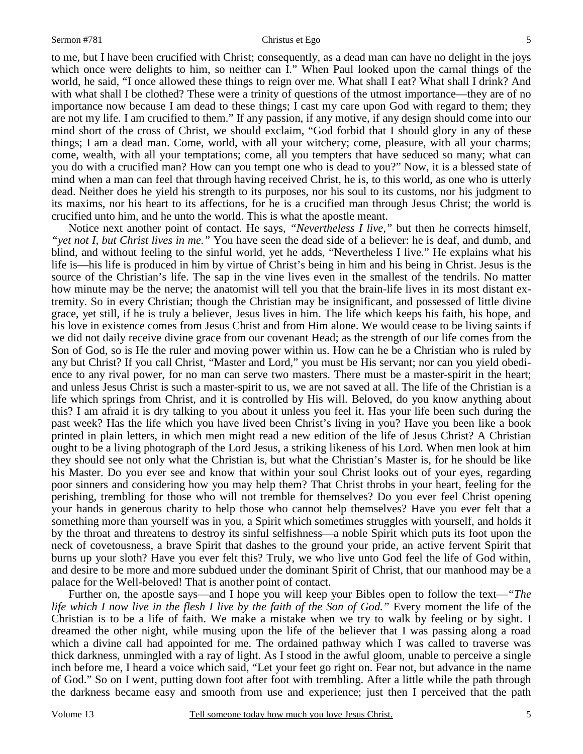to me, but I have been crucified with Christ; consequently, as a dead man can have no delight in the joys which once were delights to him, so neither can I." When Paul looked upon the carnal things of the world, he said, "I once allowed these things to reign over me. What shall I eat? What shall I drink? And with what shall I be clothed? These were a trinity of questions of the utmost importance—they are of no importance now because I am dead to these things; I cast my care upon God with regard to them; they are not my life. I am crucified to them." If any passion, if any motive, if any design should come into our mind short of the cross of Christ, we should exclaim, "God forbid that I should glory in any of these things; I am a dead man. Come, world, with all your witchery; come, pleasure, with all your charms; come, wealth, with all your temptations; come, all you tempters that have seduced so many; what can you do with a crucified man? How can you tempt one who is dead to you?" Now, it is a blessed state of mind when a man can feel that through having received Christ, he is, to this world, as one who is utterly dead. Neither does he yield his strength to its purposes, nor his soul to its customs, nor his judgment to its maxims, nor his heart to its affections, for he is a crucified man through Jesus Christ; the world is crucified unto him, and he unto the world. This is what the apostle meant.

Notice next another point of contact. He says, *"Nevertheless I live,"* but then he corrects himself, *"yet not I, but Christ lives in me."* You have seen the dead side of a believer: he is deaf, and dumb, and blind, and without feeling to the sinful world, yet he adds, "Nevertheless I live." He explains what his life is—his life is produced in him by virtue of Christ's being in him and his being in Christ. Jesus is the source of the Christian's life. The sap in the vine lives even in the smallest of the tendrils. No matter how minute may be the nerve; the anatomist will tell you that the brain-life lives in its most distant extremity. So in every Christian; though the Christian may be insignificant, and possessed of little divine grace, yet still, if he is truly a believer, Jesus lives in him. The life which keeps his faith, his hope, and his love in existence comes from Jesus Christ and from Him alone. We would cease to be living saints if we did not daily receive divine grace from our covenant Head; as the strength of our life comes from the Son of God, so is He the ruler and moving power within us. How can he be a Christian who is ruled by any but Christ? If you call Christ, "Master and Lord," you must be His servant; nor can you yield obedience to any rival power, for no man can serve two masters. There must be a master-spirit in the heart; and unless Jesus Christ is such a master-spirit to us, we are not saved at all. The life of the Christian is a life which springs from Christ, and it is controlled by His will. Beloved, do you know anything about this? I am afraid it is dry talking to you about it unless you feel it. Has your life been such during the past week? Has the life which you have lived been Christ's living in you? Have you been like a book printed in plain letters, in which men might read a new edition of the life of Jesus Christ? A Christian ought to be a living photograph of the Lord Jesus, a striking likeness of his Lord. When men look at him they should see not only what the Christian is, but what the Christian's Master is, for he should be like his Master. Do you ever see and know that within your soul Christ looks out of your eyes, regarding poor sinners and considering how you may help them? That Christ throbs in your heart, feeling for the perishing, trembling for those who will not tremble for themselves? Do you ever feel Christ opening your hands in generous charity to help those who cannot help themselves? Have you ever felt that a something more than yourself was in you, a Spirit which sometimes struggles with yourself, and holds it by the throat and threatens to destroy its sinful selfishness—a noble Spirit which puts its foot upon the neck of covetousness, a brave Spirit that dashes to the ground your pride, an active fervent Spirit that burns up your sloth? Have you ever felt this? Truly, we who live unto God feel the life of God within, and desire to be more and more subdued under the dominant Spirit of Christ, that our manhood may be a palace for the Well-beloved! That is another point of contact.

Further on, the apostle says—and I hope you will keep your Bibles open to follow the text—*"The life which I now live in the flesh I live by the faith of the Son of God."* Every moment the life of the Christian is to be a life of faith. We make a mistake when we try to walk by feeling or by sight. I dreamed the other night, while musing upon the life of the believer that I was passing along a road which a divine call had appointed for me. The ordained pathway which I was called to traverse was thick darkness, unmingled with a ray of light. As I stood in the awful gloom, unable to perceive a single inch before me, I heard a voice which said, "Let your feet go right on. Fear not, but advance in the name of God." So on I went, putting down foot after foot with trembling. After a little while the path through the darkness became easy and smooth from use and experience; just then I perceived that the path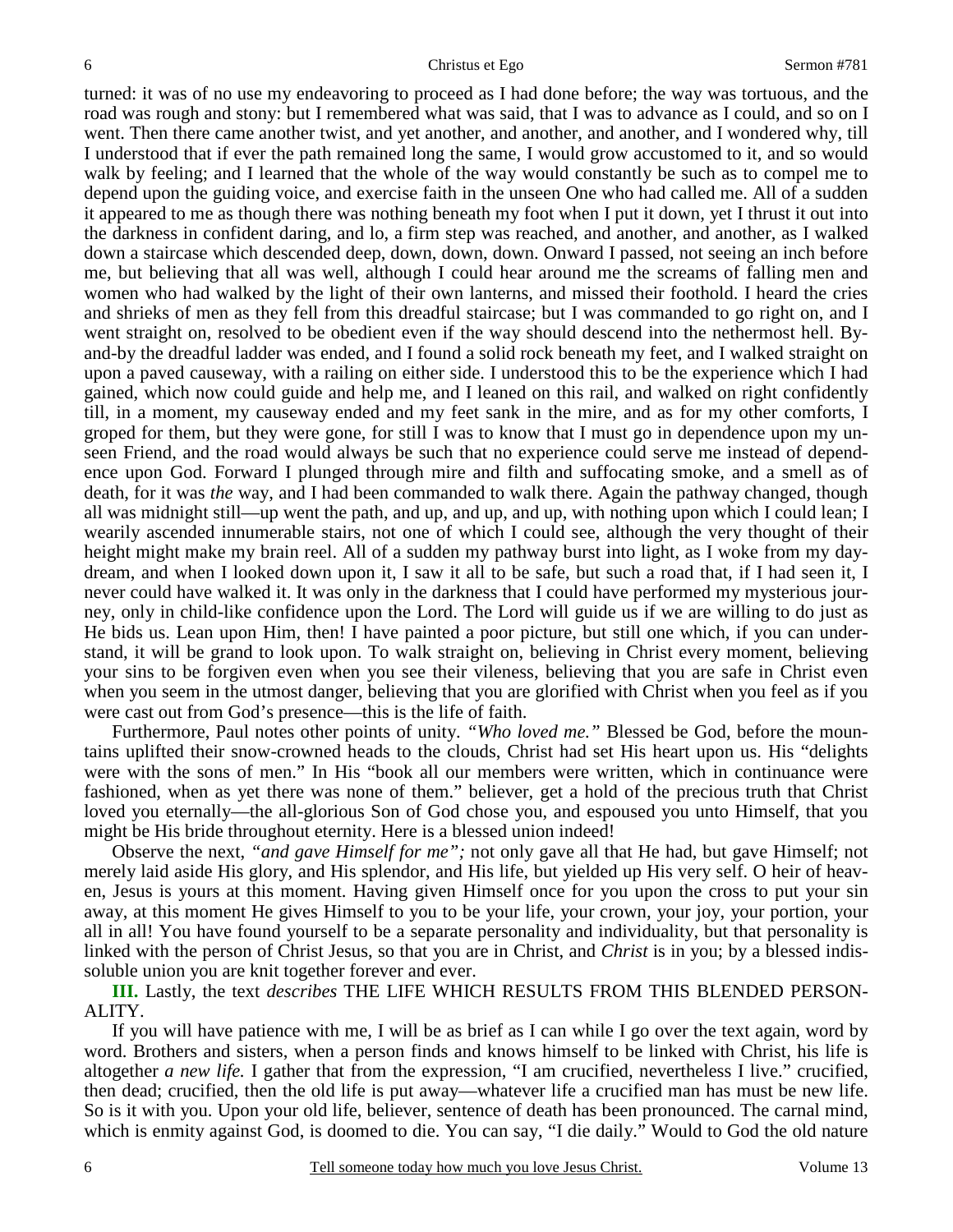turned: it was of no use my endeavoring to proceed as I had done before; the way was tortuous, and the road was rough and stony: but I remembered what was said, that I was to advance as I could, and so on I went. Then there came another twist, and yet another, and another, and another, and I wondered why, till I understood that if ever the path remained long the same, I would grow accustomed to it, and so would walk by feeling; and I learned that the whole of the way would constantly be such as to compel me to depend upon the guiding voice, and exercise faith in the unseen One who had called me. All of a sudden it appeared to me as though there was nothing beneath my foot when I put it down, yet I thrust it out into the darkness in confident daring, and lo, a firm step was reached, and another, and another, as I walked down a staircase which descended deep, down, down, down. Onward I passed, not seeing an inch before me, but believing that all was well, although I could hear around me the screams of falling men and women who had walked by the light of their own lanterns, and missed their foothold. I heard the cries and shrieks of men as they fell from this dreadful staircase; but I was commanded to go right on, and I went straight on, resolved to be obedient even if the way should descend into the nethermost hell. By-and-by the dreadful ladder was ended, and I found a solid rock beneath my feet, and I walked straight on upon a paved causeway, with a railing on either side. I understood this to be the experience which I had gained, which now could guide and help me, and I leaned on this rail, and walked on right confidently till, in a moment, my causeway ended and my feet sank in the mire, and as for my other comforts, I groped for them, but they were gone, for still I was to know that I must go in dependence upon my unseen Friend, and the road would always be such that no experience could serve me instead of dependence upon God. Forward I plunged through mire and filth and suffocating smoke, and a smell as of death, for it was *the* way, and I had been commanded to walk there. Again the pathway changed, though all was midnight still—up went the path, and up, and up, and up, with nothing upon which I could lean; I wearily ascended innumerable stairs, not one of which I could see, although the very thought of their height might make my brain reel. All of a sudden my pathway burst into light, as I woke from my day-dream, and when I looked down upon it, I saw it all to be safe, but such a road that, if I had seen it, I never could have walked it. It was only in the darkness that I could have performed my mysterious journey, only in child-like confidence upon the Lord. The Lord will guide us if we are willing to do just as He bids us. Lean upon Him, then! I have painted a poor picture, but still one which, if you can understand, it will be grand to look upon. To walk straight on, believing in Christ every moment, believing your sins to be forgiven even when you see their vileness, believing that you are safe in Christ even when you seem in the utmost danger, believing that you are glorified with Christ when you feel as if you were cast out from God's presence—this is the life of faith.

Furthermore, Paul notes other points of unity. *"Who loved me."* Blessed be God, before the mountains uplifted their snow-crowned heads to the clouds, Christ had set His heart upon us. His "delights were with the sons of men." In His "book all our members were written, which in continuance were fashioned, when as yet there was none of them." believer, get a hold of the precious truth that Christ loved you eternally—the all-glorious Son of God chose you, and espoused you unto Himself, that you might be His bride throughout eternity. Here is a blessed union indeed!

Observe the next, *"and gave Himself for me";* not only gave all that He had, but gave Himself; not merely laid aside His glory, and His splendor, and His life, but yielded up His very self. O heir of heaven, Jesus is yours at this moment. Having given Himself once for you upon the cross to put your sin away, at this moment He gives Himself to you to be your life, your crown, your joy, your portion, your all in all! You have found yourself to be a separate personality and individuality, but that personality is linked with the person of Christ Jesus, so that you are in Christ, and *Christ* is in you; by a blessed indissoluble union you are knit together forever and ever.

**III.** Lastly, the text *describes* THE LIFE WHICH RESULTS FROM THIS BLENDED PERSONALITY.

If you will have patience with me, I will be as brief as I can while I go over the text again, word by word. Brothers and sisters, when a person finds and knows himself to be linked with Christ, his life is altogether *a new life.* I gather that from the expression, "I am crucified, nevertheless I live." crucified, then dead; crucified, then the old life is put away—whatever life a crucified man has must be new life. So is it with you. Upon your old life, believer, sentence of death has been pronounced. The carnal mind, which is enmity against God, is doomed to die. You can say, "I die daily." Would to God the old nature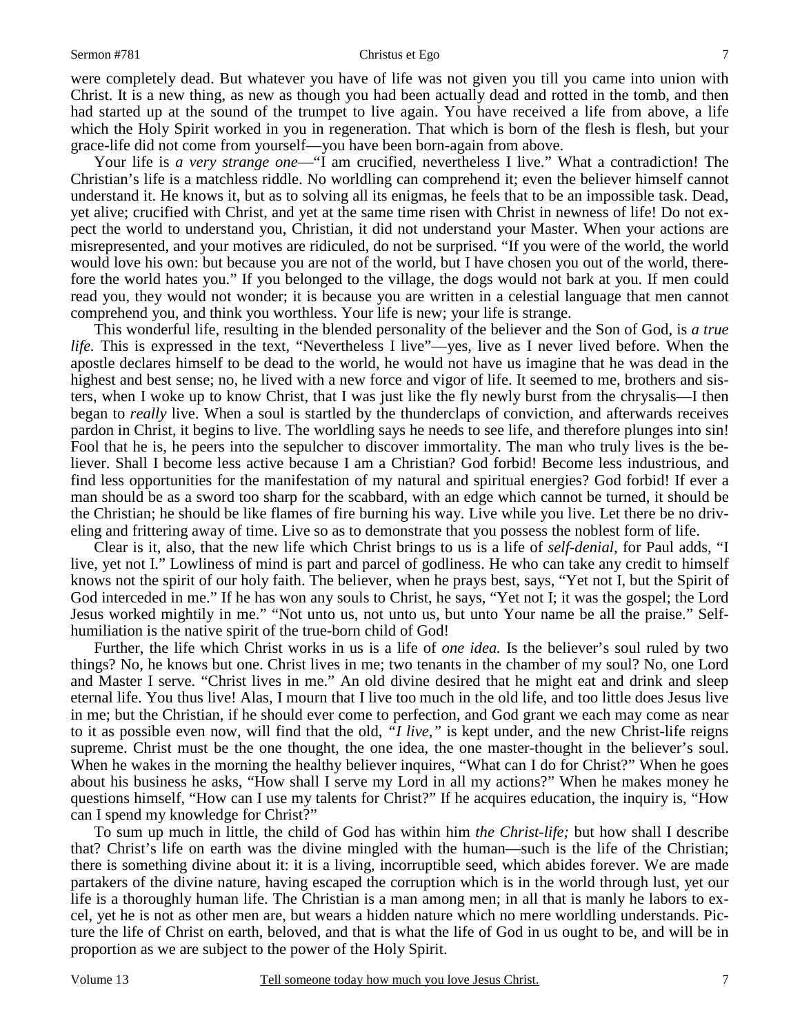were completely dead. But whatever you have of life was not given you till you came into union with Christ. It is a new thing, as new as though you had been actually dead and rotted in the tomb, and then had started up at the sound of the trumpet to live again. You have received a life from above, a life which the Holy Spirit worked in you in regeneration. That which is born of the flesh is flesh, but your grace-life did not come from yourself—you have been born-again from above.

Your life is *a very strange one*—"I am crucified, nevertheless I live." What a contradiction! The Christian's life is a matchless riddle. No worldling can comprehend it; even the believer himself cannot understand it. He knows it, but as to solving all its enigmas, he feels that to be an impossible task. Dead, yet alive; crucified with Christ, and yet at the same time risen with Christ in newness of life! Do not expect the world to understand you, Christian, it did not understand your Master. When your actions are misrepresented, and your motives are ridiculed, do not be surprised. "If you were of the world, the world would love his own: but because you are not of the world, but I have chosen you out of the world, therefore the world hates you." If you belonged to the village, the dogs would not bark at you. If men could read you, they would not wonder; it is because you are written in a celestial language that men cannot comprehend you, and think you worthless. Your life is new; your life is strange.

This wonderful life, resulting in the blended personality of the believer and the Son of God, is *a true life.* This is expressed in the text, "Nevertheless I live"—yes, live as I never lived before. When the apostle declares himself to be dead to the world, he would not have us imagine that he was dead in the highest and best sense; no, he lived with a new force and vigor of life. It seemed to me, brothers and sisters, when I woke up to know Christ, that I was just like the fly newly burst from the chrysalis—I then began to *really* live. When a soul is startled by the thunderclaps of conviction, and afterwards receives pardon in Christ, it begins to live. The worldling says he needs to see life, and therefore plunges into sin! Fool that he is, he peers into the sepulcher to discover immortality. The man who truly lives is the believer. Shall I become less active because I am a Christian? God forbid! Become less industrious, and find less opportunities for the manifestation of my natural and spiritual energies? God forbid! If ever a man should be as a sword too sharp for the scabbard, with an edge which cannot be turned, it should be the Christian; he should be like flames of fire burning his way. Live while you live. Let there be no driveling and frittering away of time. Live so as to demonstrate that you possess the noblest form of life.

Clear is it, also, that the new life which Christ brings to us is a life of *self-denial,* for Paul adds, "I live, yet not I." Lowliness of mind is part and parcel of godliness. He who can take any credit to himself knows not the spirit of our holy faith. The believer, when he prays best, says, "Yet not I, but the Spirit of God interceded in me." If he has won any souls to Christ, he says, "Yet not I; it was the gospel; the Lord Jesus worked mightily in me." "Not unto us, not unto us, but unto Your name be all the praise." Self-humiliation is the native spirit of the true-born child of God!

Further, the life which Christ works in us is a life of *one idea.* Is the believer's soul ruled by two things? No, he knows but one. Christ lives in me; two tenants in the chamber of my soul? No, one Lord and Master I serve. "Christ lives in me." An old divine desired that he might eat and drink and sleep eternal life. You thus live! Alas, I mourn that I live too much in the old life, and too little does Jesus live in me; but the Christian, if he should ever come to perfection, and God grant we each may come as near to it as possible even now, will find that the old, *"I live,"* is kept under, and the new Christ-life reigns supreme. Christ must be the one thought, the one idea, the one master-thought in the believer's soul. When he wakes in the morning the healthy believer inquires, "What can I do for Christ?" When he goes about his business he asks, "How shall I serve my Lord in all my actions?" When he makes money he questions himself, "How can I use my talents for Christ?" If he acquires education, the inquiry is, "How can I spend my knowledge for Christ?"

To sum up much in little, the child of God has within him *the Christ-life;* but how shall I describe that? Christ's life on earth was the divine mingled with the human—such is the life of the Christian; there is something divine about it: it is a living, incorruptible seed, which abides forever. We are made partakers of the divine nature, having escaped the corruption which is in the world through lust, yet our life is a thoroughly human life. The Christian is a man among men; in all that is manly he labors to excel, yet he is not as other men are, but wears a hidden nature which no mere worldling understands. Picture the life of Christ on earth, beloved, and that is what the life of God in us ought to be, and will be in proportion as we are subject to the power of the Holy Spirit.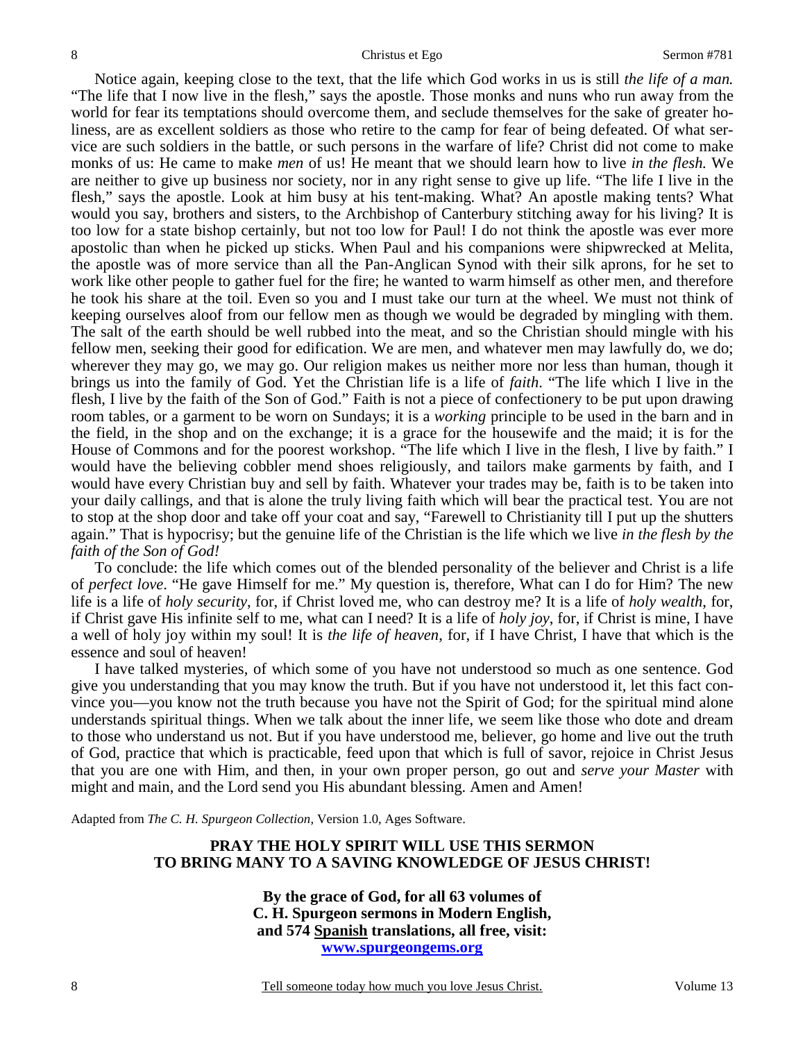Notice again, keeping close to the text, that the life which God works in us is still *the life of a man.* "The life that I now live in the flesh," says the apostle. Those monks and nuns who run away from the world for fear its temptations should overcome them, and seclude themselves for the sake of greater holiness, are as excellent soldiers as those who retire to the camp for fear of being defeated. Of what service are such soldiers in the battle, or such persons in the warfare of life? Christ did not come to make monks of us: He came to make *men* of us! He meant that we should learn how to live *in the flesh.* We are neither to give up business nor society, nor in any right sense to give up life. "The life I live in the flesh," says the apostle. Look at him busy at his tent-making. What? An apostle making tents? What would you say, brothers and sisters, to the Archbishop of Canterbury stitching away for his living? It is too low for a state bishop certainly, but not too low for Paul! I do not think the apostle was ever more apostolic than when he picked up sticks. When Paul and his companions were shipwrecked at Melita, the apostle was of more service than all the Pan-Anglican Synod with their silk aprons, for he set to work like other people to gather fuel for the fire; he wanted to warm himself as other men, and therefore he took his share at the toil. Even so you and I must take our turn at the wheel. We must not think of keeping ourselves aloof from our fellow men as though we would be degraded by mingling with them. The salt of the earth should be well rubbed into the meat, and so the Christian should mingle with his fellow men, seeking their good for edification. We are men, and whatever men may lawfully do, we do; wherever they may go, we may go. Our religion makes us neither more nor less than human, though it brings us into the family of God. Yet the Christian life is a life of *faith*. "The life which I live in the flesh, I live by the faith of the Son of God." Faith is not a piece of confectionery to be put upon drawing room tables, or a garment to be worn on Sundays; it is a *working* principle to be used in the barn and in the field, in the shop and on the exchange; it is a grace for the housewife and the maid; it is for the House of Commons and for the poorest workshop. "The life which I live in the flesh, I live by faith." I would have the believing cobbler mend shoes religiously, and tailors make garments by faith, and I would have every Christian buy and sell by faith. Whatever your trades may be, faith is to be taken into your daily callings, and that is alone the truly living faith which will bear the practical test. You are not to stop at the shop door and take off your coat and say, "Farewell to Christianity till I put up the shutters again." That is hypocrisy; but the genuine life of the Christian is the life which we live *in the flesh by the faith of the Son of God!*

To conclude: the life which comes out of the blended personality of the believer and Christ is a life of *perfect love*. "He gave Himself for me." My question is, therefore, What can I do for Him? The new life is a life of *holy security*, for, if Christ loved me, who can destroy me? It is a life of *holy wealth*, for, if Christ gave His infinite self to me, what can I need? It is a life of *holy joy*, for, if Christ is mine, I have a well of holy joy within my soul! It is *the life of heaven*, for, if I have Christ, I have that which is the essence and soul of heaven!

I have talked mysteries, of which some of you have not understood so much as one sentence. God give you understanding that you may know the truth. But if you have not understood it, let this fact convince you—you know not the truth because you have not the Spirit of God; for the spiritual mind alone understands spiritual things. When we talk about the inner life, we seem like those who dote and dream to those who understand us not. But if you have understood me, believer, go home and live out the truth of God, practice that which is practicable, feed upon that which is full of savor, rejoice in Christ Jesus that you are one with Him, and then, in your own proper person, go out and *serve your Master* with might and main, and the Lord send you His abundant blessing. Amen and Amen!

Adapted from *The C. H. Spurgeon Collection*, Version 1.0, Ages Software.

**PRAY THE HOLY SPIRIT WILL USE THIS SERMON TO BRING MANY TO A SAVING KNOWLEDGE OF JESUS CHRIST!**

**By the grace of God, for all 63 volumes of C. H. Spurgeon sermons in Modern English, and 574 Spanish translations, all free, visit: www.spurgeongems.org**